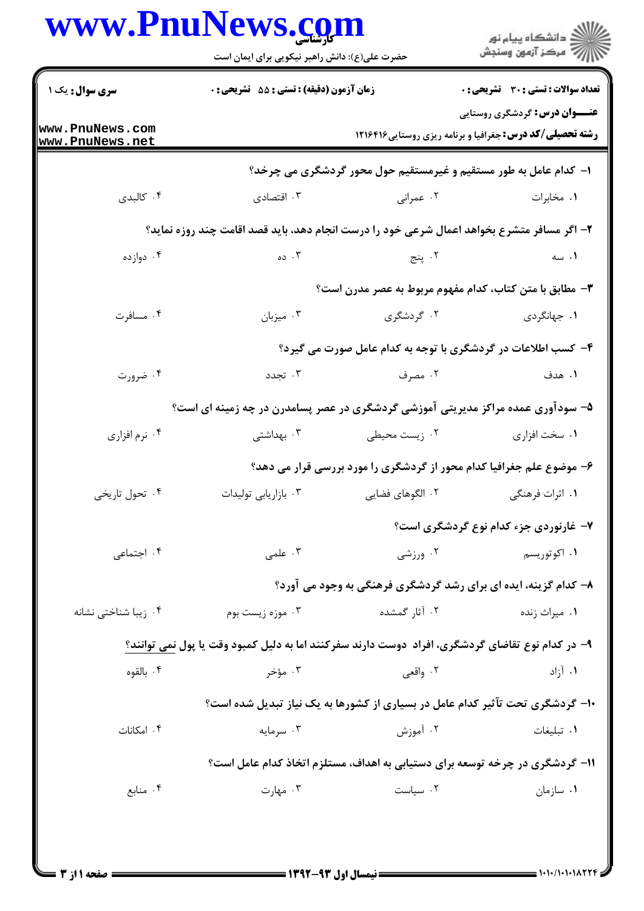**سری سوال:** یک ۱

**زمان آزمون (دقیقه) : تستی : ۵۵ تشریحی : ۰**

**تعداد سوالات : تستی : ۳۰ تشریحی : ۰**

**عنـــوان درس:** گردشگری روستایی

**رشته تحصیلی/کد درس:** جغرافیا و برنامه ریزی روستایی ۱۲۱۶۴۱۶

۱- کدام عامل به طور مستقیم و غیرمستقیم حول محور گردشگری می چرخد؟

۱. مخابرات ۲. عمرانی ۳. اقتصادی ۴. کالبدی

۲- اگر مسافر متشرع بخواهد اعمال شرعی خود را درست انجام دهد، باید قصد اقامت چند روزه نماید؟

۱. سه ۲. پنج ۳. ده ۴. دوازده

۳- مطابق با متن کتاب، کدام مفهوم مربوط به عصر مدرن است؟

۱. جهانگردی ۲. گردشگری ۳. میزبان ۴. مسافرت

۴- کسب اطلاعات در گردشگری با توجه به کدام عامل صورت می گیرد؟

۱. هدف ۲. مصرف ۳. تجدد ۴. ضرورت

۵- سودآوری عمده مراکز مدیریتی آموزشی گردشگری در عصر پسامدرن در چه زمینه ای است؟

۱. سخت افزاری ۲. زیست محیطی ۳. بهداشتی ۴. نرم افزاری

۶- موضوع علم جغرافیا کدام محور از گردشگری را مورد بررسی قرار می دهد؟

۱. اثرات فرهنگی ۲. الگوهای فضایی ۳. بازاریابی تولیدات ۴. تحول تاریخی

۷- غارنوردی جزء کدام نوع گردشگری است؟

۱. اکوتوریسم ۲. ورزشی ۳. علمی ۴. اجتماعی

۸- کدام گزینه، ایده ای برای رشد گردشگری فرهنگی به وجود می آورد؟

۱. میراث زنده ۲. آثار گمشده ۳. موزه زیست بوم ۴. زیبا شناختی نشانه

۹- در کدام نوع تقاضای گردشگری، افراد دوست دارند سفرکنند اما به دلیل کمبود وقت یا پول نمی توانند؟

۱. آزاد ۲. واقعی ۳. مؤخر ۴. بالقوه

۱۰- گردشگری تحت تأثیر کدام عامل در بسیاری از کشورها به یک نیاز تبدیل شده است؟

۱. تبلیغات ۲. آموزش ۳. سرمایه ۴. امکانات

۱۱- گردشگری در چرخه توسعه برای دستیابی به اهداف، مستلزم اتخاذ کدام عامل است؟

۱. سازمان ۲. سیاست ۳. مهارت ۴. منابع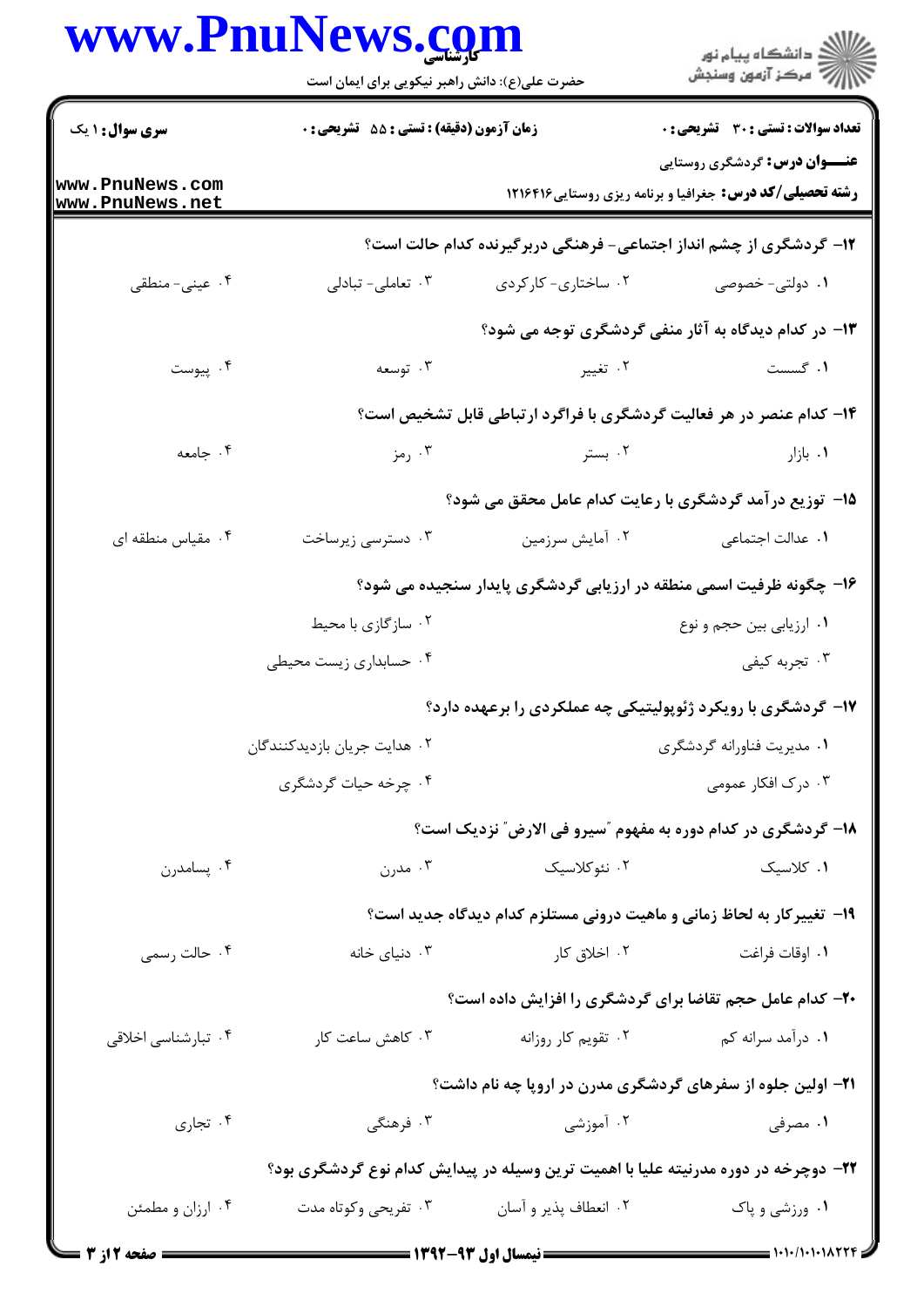**سری سوال:** ۱ یک

**زمان آزمون (دقیقه) : تستی : ۵۵ تشریحی : ۰**

**تعداد سوالات : تستی : ۳۰ تشریحی : ۰**

**عنـــوان درس:** گردشگری روستایی

**رشته تحصیلی/کد درس:** جغرافیا و برنامه ریزی روستایی۱۲۱۶۴۱۶

**۱۲- گردشگری از چشم انداز اجتماعی- فرهنگی دربرگیرنده کدام حالت است؟**

۱. دولتی- خصوصی
۲. ساختاری- کارکردی
۳. تعاملی- تبادلی
۴. عینی- منطقی

**۱۳- در کدام دیدگاه به آثار منفی گردشگری توجه می شود؟**

۱. گسست
۲. تغییر
۳. توسعه
۴. پیوست

**۱۴- کدام عنصر در هر فعالیت گردشگری با فراگرد ارتباطی قابل تشخیص است؟**

۱. بازار
۲. بستر
۳. رمز
۴. جامعه

**۱۵- توزیع درآمد گردشگری با رعایت کدام عامل محقق می شود؟**

۱. عدالت اجتماعی
۲. آمایش سرزمین
۳. دسترسی زیرساخت
۴. مقیاس منطقه ای

**۱۶- چگونه ظرفیت اسمی منطقه در ارزیابی گردشگری پایدار سنجیده می شود؟**

۱. ارزیابی بین حجم و نوع
۲. سازگاری با محیط
۳. تجربه کیفی
۴. حسابداری زیست محیطی

**۱۷- گردشگری با رویکرد ژئوپولیتیکی چه عملکردی را برعهده دارد؟**

۱. مدیریت فناورانه گردشگری
۲. هدایت جریان بازدیدکنندگان
۳. درک افکار عمومی
۴. چرخه حیات گردشگری

**۱۸- گردشگری در کدام دوره به مفهوم "سیرو فی الارض" نزدیک است؟**

۱. کلاسیک
۲. نئوکلاسیک
۳. مدرن
۴. پسامدرن

**۱۹- تغییرکار به لحاظ زمانی و ماهیت درونی مستلزم کدام دیدگاه جدید است؟**

۱. اوقات فراغت
۲. اخلاق کار
۳. دنیای خانه
۴. حالت رسمی

**۲۰- کدام عامل حجم تقاضا برای گردشگری را افزایش داده است؟**

۱. درآمد سرانه کم
۲. تقویم کار روزانه
۳. کاهش ساعت کار
۴. تبارشناسی اخلاقی

**۲۱- اولین جلوه از سفرهای گردشگری مدرن در اروپا چه نام داشت؟**

۱. مصرفی
۲. آموزشی
۳. فرهنگی
۴. تجاری

**۲۲- دوچرخه در دوره مدرنیته علیا با اهمیت ترین وسیله در پیدایش کدام نوع گردشگری بود؟**

۱. ورزشی و پاک
۲. انعطاف پذیر و آسان
۳. تفریحی وکوتاه مدت
۴. ارزان و مطمئن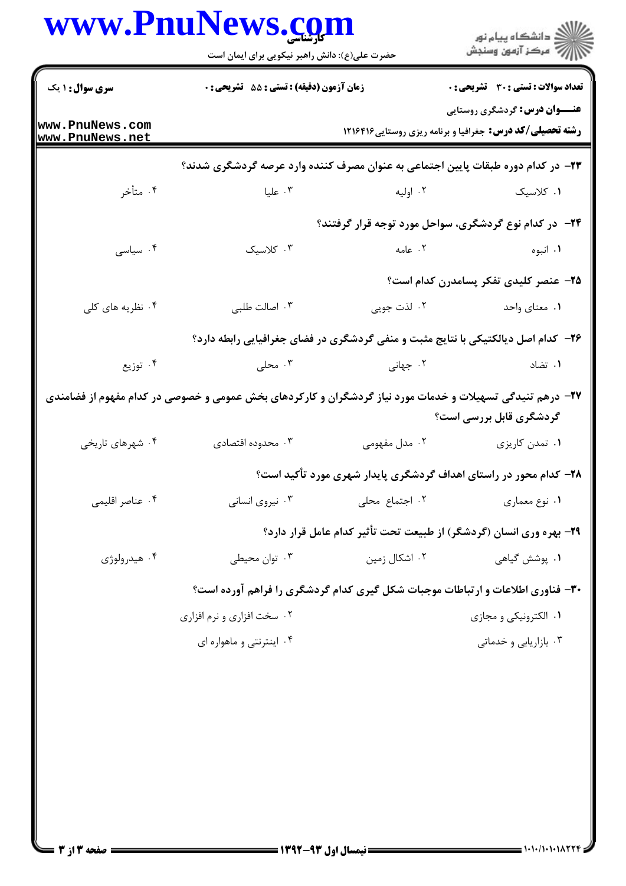**سری سوال:** ۱ یک | **زمان آزمون (دقیقه) : تستی :** ۵۵ **تشریحی :** ۰ | **تعداد سوالات : تستی :** ۳۰ **تشریحی :** ۰

**عنـــوان درس:** گردشگری روستایی

**رشته تحصیلی/کد درس:** جغرافیا و برنامه ریزی روستایی۱۲۱۶۴۱۶

**۲۳- در کدام دوره طبقات پایین اجتماعی به عنوان مصرف کننده وارد عرصه گردشگری شدند؟**

۱. کلاسیک　　۲. اولیه　　۳. علیا　　۴. متأخر

**۲۴- در کدام نوع گردشگری، سواحل مورد توجه قرار گرفتند؟**

۱. انبوه　　۲. عامه　　۳. کلاسیک　　۴. سیاسی

**۲۵- عنصر کلیدی تفکر پسامدرن کدام است؟**

۱. معنای واحد　　۲. لذت جویی　　۳. اصالت طلبی　　۴. نظریه های کلی

**۲۶- کدام اصل دیالکتیکی با نتایج مثبت و منفی گردشگری در فضای جغرافیایی رابطه دارد؟**

۱. تضاد　　۲. جهانی　　۳. محلی　　۴. توزیع

**۲۷- درهم تنیدگی تسهیلات و خدمات مورد نیاز گردشگران و کارکردهای بخش عمومی و خصوصی در کدام مفهوم از فضامندی گردشگری قابل بررسی است؟**

۱. تمدن کاریزی　　۲. مدل مفهومی　　۳. محدوده اقتصادی　　۴. شهرهای تاریخی

**۲۸- کدام محور در راستای اهداف گردشگری پایدار شهری مورد تأکید است؟**

۱. نوع معماری　　۲. اجتماع محلی　　۳. نیروی انسانی　　۴. عناصر اقلیمی

**۲۹- بهره وری انسان (گردشگر) از طبیعت تحت تأثیر کدام عامل قرار دارد؟**

۱. پوشش گیاهی　　۲. اشکال زمین　　۳. توان محیطی　　۴. هیدرولوژی

**۳۰- فناوری اطلاعات و ارتباطات موجبات شکل گیری کدام گردشگری را فراهم آورده است؟**

۱. الکترونیکی و مجازی　　۲. سخت افزاری و نرم افزاری

۳. بازاریابی و خدماتی　　۴. اینترنتی و ماهواره ای